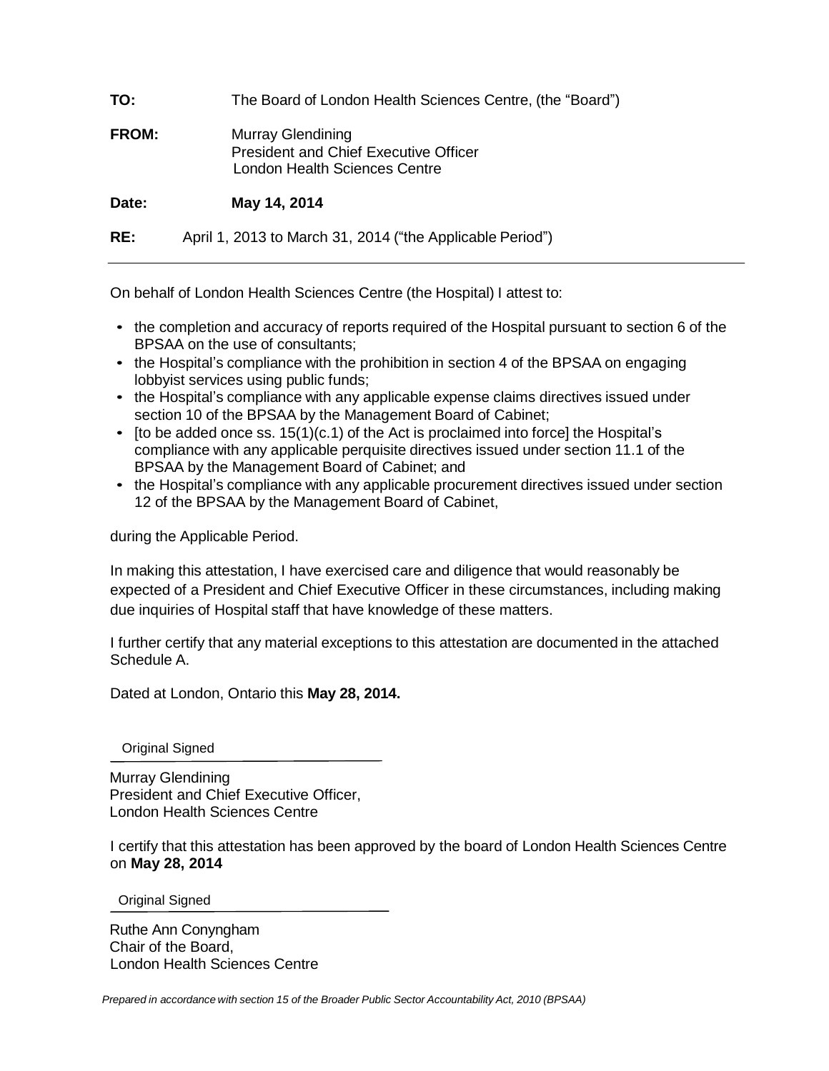**TO:** The Board of London Health Sciences Centre, (the "Board")

**FROM:** Murray Glendining
President and Chief Executive Officer
London Health Sciences Centre

**Date:** **May 14, 2014**

**RE:** April 1, 2013 to March 31, 2014 ("the Applicable Period")

---

On behalf of London Health Sciences Centre (the Hospital) I attest to:

- the completion and accuracy of reports required of the Hospital pursuant to section 6 of the BPSAA on the use of consultants;
- the Hospital's compliance with the prohibition in section 4 of the BPSAA on engaging lobbyist services using public funds;
- the Hospital's compliance with any applicable expense claims directives issued under section 10 of the BPSAA by the Management Board of Cabinet;
- [to be added once ss. 15(1)(c.1) of the Act is proclaimed into force] the Hospital's compliance with any applicable perquisite directives issued under section 11.1 of the BPSAA by the Management Board of Cabinet; and
- the Hospital's compliance with any applicable procurement directives issued under section 12 of the BPSAA by the Management Board of Cabinet,

during the Applicable Period.

In making this attestation, I have exercised care and diligence that would reasonably be expected of a President and Chief Executive Officer in these circumstances, including making due inquiries of Hospital staff that have knowledge of these matters.

I further certify that any material exceptions to this attestation are documented in the attached Schedule A.

Dated at London, Ontario this **May 28, 2014.**

Original Signed

Murray Glendining
President and Chief Executive Officer,
London Health Sciences Centre

I certify that this attestation has been approved by the board of London Health Sciences Centre on **May 28, 2014**

Original Signed

Ruthe Ann Conyngham
Chair of the Board,
London Health Sciences Centre

*Prepared in accordance with section 15 of the Broader Public Sector Accountability Act, 2010 (BPSAA)*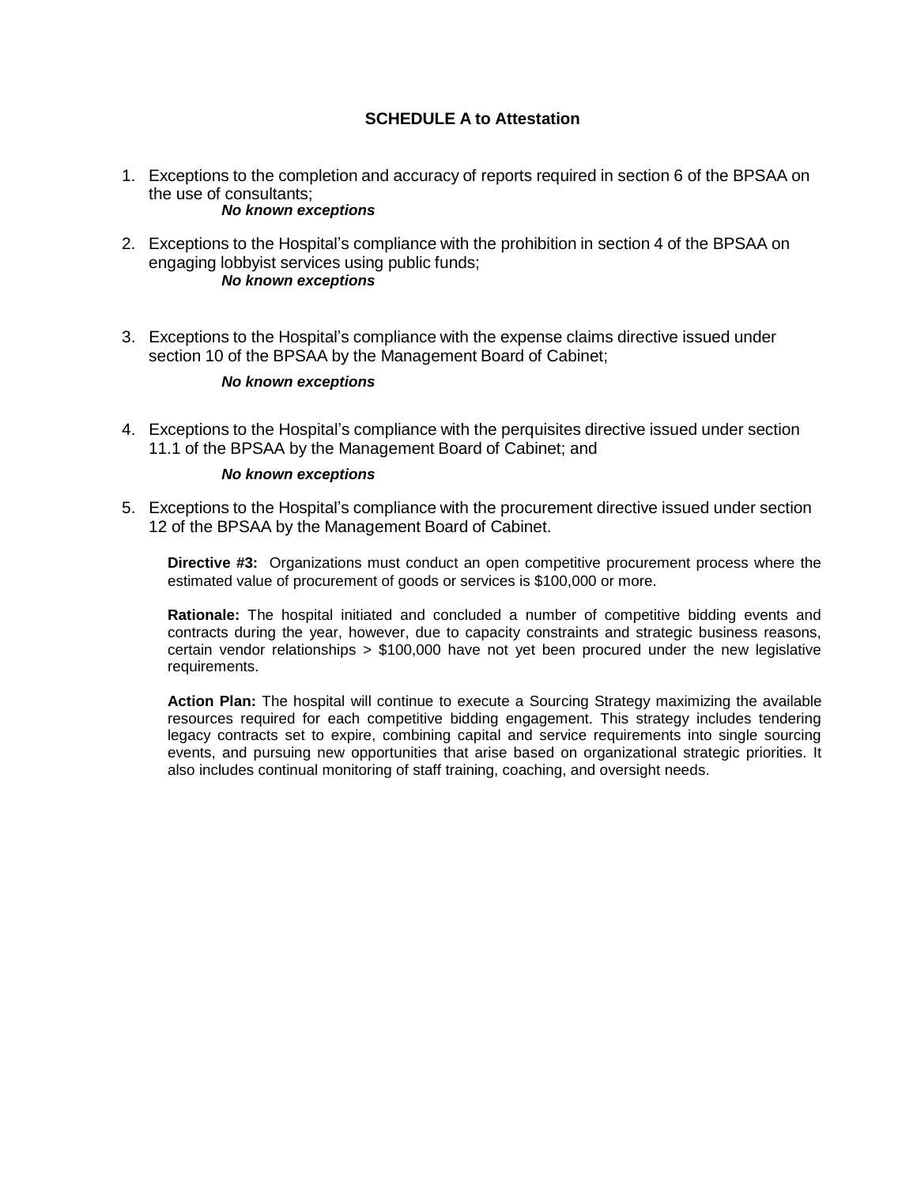**SCHEDULE A to Attestation**

1. Exceptions to the completion and accuracy of reports required in section 6 of the BPSAA on the use of consultants;
   ***No known exceptions***

2. Exceptions to the Hospital's compliance with the prohibition in section 4 of the BPSAA on engaging lobbyist services using public funds;
   ***No known exceptions***

3. Exceptions to the Hospital's compliance with the expense claims directive issued under section 10 of the BPSAA by the Management Board of Cabinet;

   ***No known exceptions***

4. Exceptions to the Hospital's compliance with the perquisites directive issued under section 11.1 of the BPSAA by the Management Board of Cabinet; and

   ***No known exceptions***

5. Exceptions to the Hospital's compliance with the procurement directive issued under section 12 of the BPSAA by the Management Board of Cabinet.

   **Directive #3:** Organizations must conduct an open competitive procurement process where the estimated value of procurement of goods or services is $100,000 or more.

   **Rationale:** The hospital initiated and concluded a number of competitive bidding events and contracts during the year, however, due to capacity constraints and strategic business reasons, certain vendor relationships > $100,000 have not yet been procured under the new legislative requirements.

   **Action Plan:** The hospital will continue to execute a Sourcing Strategy maximizing the available resources required for each competitive bidding engagement. This strategy includes tendering legacy contracts set to expire, combining capital and service requirements into single sourcing events, and pursuing new opportunities that arise based on organizational strategic priorities. It also includes continual monitoring of staff training, coaching, and oversight needs.